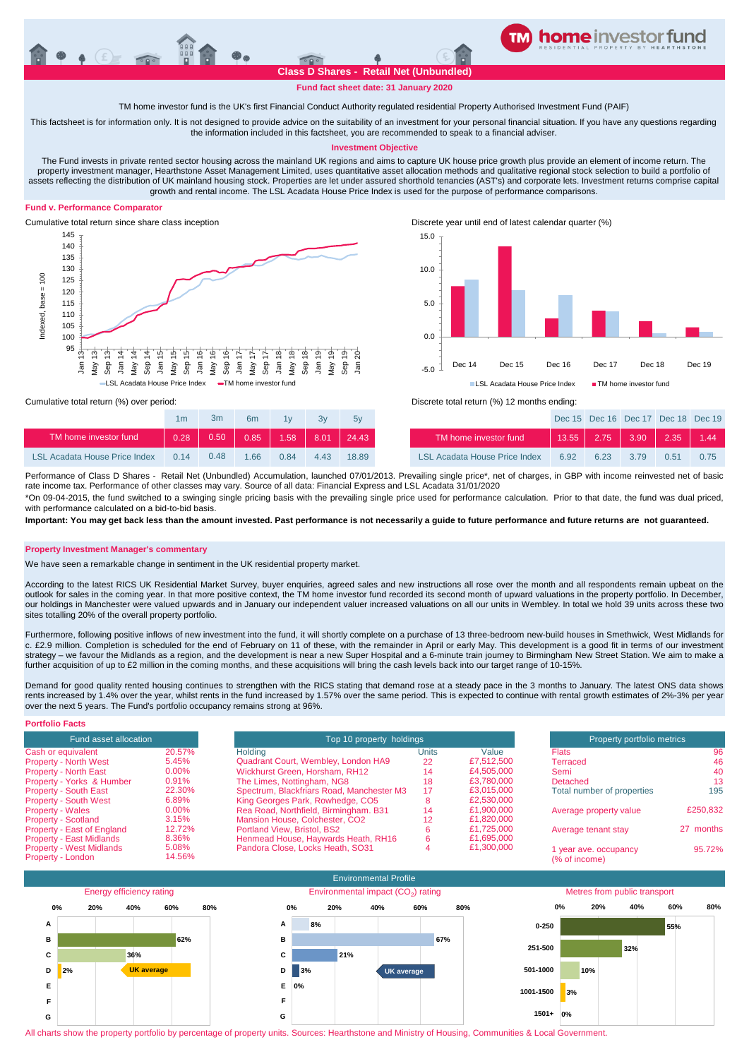# TM home investor fund

## Class D Shares - Retail Net (Unbundled)

**Fund fact sheet date: 31 January 2020**

TM home investor fund is the UK's first Financial Conduct Authority regulated residential Property Authorised Investment Fund (PAIF)

This factsheet is for information only. It is not designed to provide advice on the suitability of an investment for your personal financial situation. If you have any questions regarding the information included in this factsheet, you are recommended to speak to a financial adviser.

### Investment Objective

The Fund invests in private rented sector housing across the mainland UK regions and aims to capture UK house price growth plus provide an element of income return. The property investment manager, Hearthstone Asset Management Limited, uses quantitative asset allocation methods and qualitative regional stock selection to build a portfolio of assets reflecting the distribution of UK mainland housing stock. Properties are let under assured shorthold tenancies (AST's) and corporate lets. Investment returns comprise capital growth and rental income. The LSL Acadata House Price Index is used for the purpose of performance comparisons.

### Fund v. Performance Comparator

Cumulative total return since share class inception

Discrete year until end of latest calendar quarter (%)

Cumulative total return (%) over period:

| | 1m | 3m | 6m | 1y | 3y | 5y |
|---|---|---|---|---|---|---|
| TM home investor fund | 0.28 | 0.50 | 0.85 | 1.58 | 8.01 | 24.43 |
| LSL Acadata House Price Index | 0.14 | 0.48 | 1.66 | 0.84 | 4.43 | 18.89 |

Discrete total return (%) 12 months ending:

| | Dec 15 | Dec 16 | Dec 17 | Dec 18 | Dec 19 |
|---|---|---|---|---|---|
| TM home investor fund | 13.55 | 2.75 | 3.90 | 2.35 | 1.44 |
| LSL Acadata House Price Index | 6.92 | 6.23 | 3.79 | 0.51 | 0.75 |

Performance of Class D Shares - Retail Net (Unbundled) Accumulation, launched 07/01/2013. Prevailing single price*, net of charges, in GBP with income reinvested net of basic rate income tax. Performance of other classes may vary. Source of all data: Financial Express and LSL Acadata 31/01/2020

*On 09-04-2015, the fund switched to a swinging single pricing basis with the prevailing single price used for performance calculation. Prior to that date, the fund was dual priced, with performance calculated on a bid-to-bid basis.

**Important: You may get back less than the amount invested. Past performance is not necessarily a guide to future performance and future returns are not guaranteed.**

### Property Investment Manager's commentary

We have seen a remarkable change in sentiment in the UK residential property market.

According to the latest RICS UK Residential Market Survey, buyer enquiries, agreed sales and new instructions all rose over the month and all respondents remain upbeat on the outlook for sales in the coming year. In that more positive context, the TM home investor fund recorded its second month of upward valuations in the property portfolio. In December, our holdings in Manchester were valued upwards and in January our independent valuer increased valuations on all our units in Wembley. In total we hold 39 units across these two sites totalling 20% of the overall property portfolio.

Furthermore, following positive inflows of new investment into the fund, it will shortly complete on a purchase of 13 three-bedroom new-build houses in Smethwick, West Midlands for c. £2.9 million. Completion is scheduled for the end of February on 11 of these, with the remainder in April or early May. This development is a good fit in terms of our investment strategy – we favour the Midlands as a region, and the development is near a new Super Hospital and a 6-minute train journey to Birmingham New Street Station. We aim to make a further acquisition of up to £2 million in the coming months, and these acquisitions will bring the cash levels back into our target range of 10-15%.

Demand for good quality rented housing continues to strengthen with the RICS stating that demand rose at a steady pace in the 3 months to January. The latest ONS data shows rents increased by 1.4% over the year, whilst rents in the fund increased by 1.57% over the same period. This is expected to continue with rental growth estimates of 2%-3% per year over the next 5 years. The Fund's portfolio occupancy remains strong at 96%.

### Portfolio Facts

| Fund asset allocation | |
|---|---|
| Cash or equivalent | 20.57% |
| Property - North West | 5.45% |
| Property - North East | 0.00% |
| Property - Yorks & Humber | 0.91% |
| Property - South East | 22.30% |
| Property - South West | 6.89% |
| Property - Wales | 0.00% |
| Property - Scotland | 3.15% |
| Property - East of England | 12.72% |
| Property - East Midlands | 8.36% |
| Property - West Midlands | 5.08% |
| Property - London | 14.56% |

| Top 10 property holdings | Units | Value |
|---|---|---|
| Quadrant Court, Wembley, London HA9 | 22 | £7,512,500 |
| Wickhurst Green, Horsham, RH12 | 14 | £4,505,000 |
| The Limes, Nottingham, NG8 | 18 | £3,780,000 |
| Spectrum, Blackfriars Road, Manchester M3 | 17 | £3,015,000 |
| King Georges Park, Rowhedge, CO5 | 8 | £2,530,000 |
| Rea Road, Northfield, Birmingham. B31 | 14 | £1,900,000 |
| Mansion House, Colchester, CO2 | 12 | £1,820,000 |
| Portland View, Bristol, BS2 | 6 | £1,725,000 |
| Henmead House, Haywards Heath, RH16 | 6 | £1,695,000 |
| Pandora Close, Locks Heath, SO31 | 4 | £1,300,000 |

| Property portfolio metrics | |
|---|---|
| Flats | 96 |
| Terraced | 46 |
| Semi | 40 |
| Detached | 13 |
| Total number of properties | 195 |
| Average property value | £250,832 |
| Average tenant stay | 27 months |
| 1 year ave. occupancy (% of income) | 95.72% |

### Environmental Profile

| Energy efficiency rating | % |
|---|---|
| A | |
| B | 62% |
| C | 36% |
| D | 2% (UK average) |
| E | |
| F | |
| G | |

| Environmental impact ($CO_2$) rating | % |
|---|---|
| A | 8% |
| B | 67% |
| C | 21% |
| D | 3% (UK average) |
| E | 0% |
| F | |
| G | |

| Metres from public transport | % |
|---|---|
| 0-250 | 55% |
| 251-500 | 32% |
| 501-1000 | 10% |
| 1001-1500 | 3% |
| 1501+ | 0% |

All charts show the property portfolio by percentage of property units. Sources: Hearthstone and Ministry of Housing, Communities & Local Government.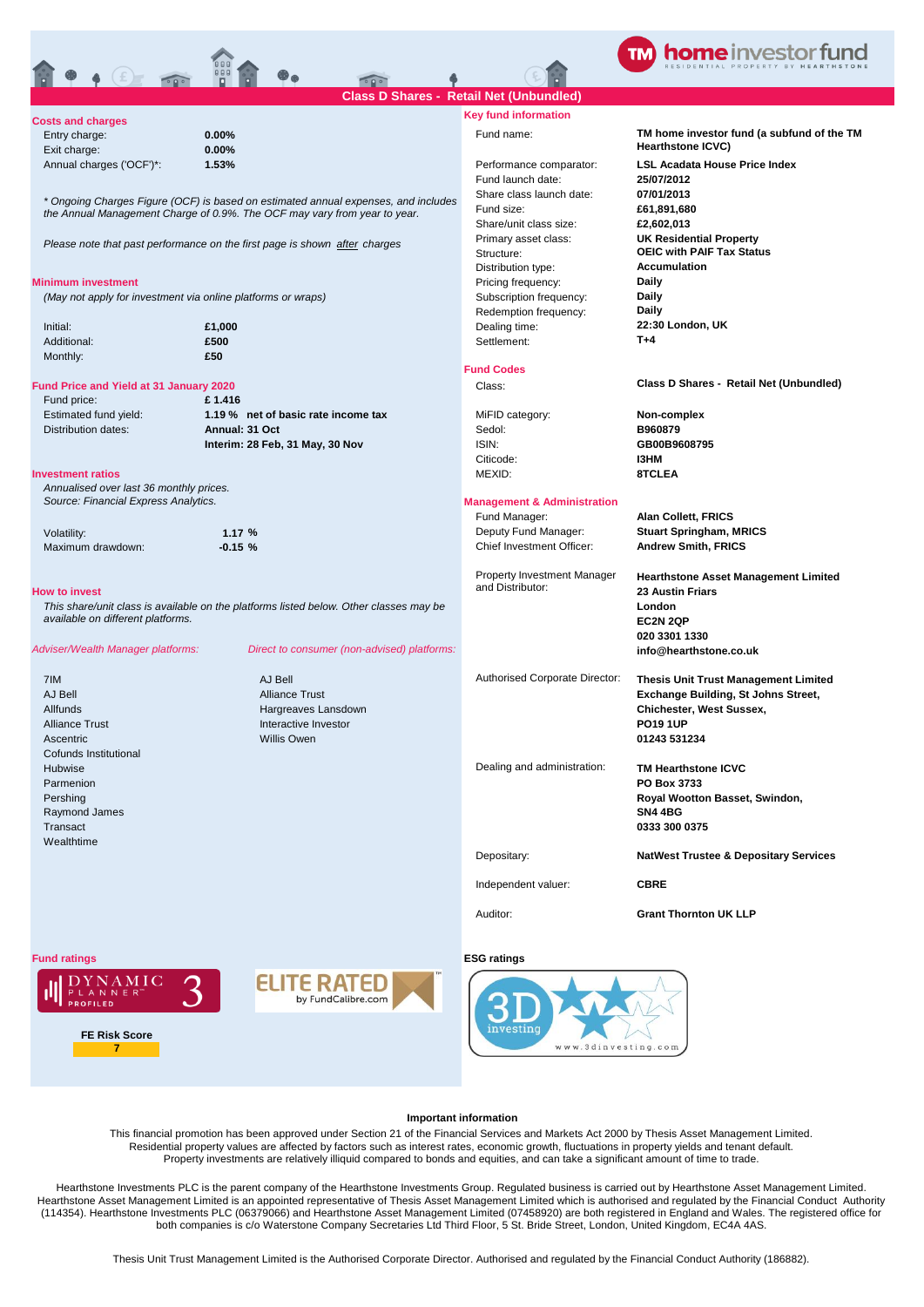home investor fund
RESIDENTIAL PROPERTY BY HEARTHSTONE

**Class D Shares - Retail Net (Unbundled)**

## Costs and charges

| | |
|---|---|
| Entry charge: | **0.00%** |
| Exit charge: | **0.00%** |
| Annual charges ('OCF')*: | **1.53%** |

*\* Ongoing Charges Figure (OCF) is based on estimated annual expenses, and includes the Annual Management Charge of 0.9%. The OCF may vary from year to year.*

*Please note that past performance on the first page is shown after charges*

## Minimum investment

*(May not apply for investment via online platforms or wraps)*

| | |
|---|---|
| Initial: | **£1,000** |
| Additional: | **£500** |
| Monthly: | **£50** |

## Fund Price and Yield at 31 January 2020

| | |
|---|---|
| Fund price: | **£ 1.416** |
| Estimated fund yield: | **1.19 % net of basic rate income tax** |
| Distribution dates: | **Annual: 31 Oct** |
| | **Interim: 28 Feb, 31 May, 30 Nov** |

## Investment ratios

*Annualised over last 36 monthly prices.*
*Source: Financial Express Analytics.*

| | |
|---|---|
| Volatility: | **1.17 %** |
| Maximum drawdown: | **-0.15 %** |

## How to invest

*This share/unit class is available on the platforms listed below. Other classes may be available on different platforms.*

| *Adviser/Wealth Manager platforms:* | *Direct to consumer (non-advised) platforms:* |
|---|---|
| 7IM | AJ Bell |
| AJ Bell | Alliance Trust |
| Allfunds | Hargreaves Lansdown |
| Alliance Trust | Interactive Investor |
| Ascentric | Willis Owen |
| Cofunds Institutional | |
| Hubwise | |
| Parmenion | |
| Pershing | |
| Raymond James | |
| Transact | |
| Wealthtime | |

## Key fund information

| | |
|---|---|
| Fund name: | **TM home investor fund (a subfund of the TM Hearthstone ICVC)** |
| Performance comparator: | **LSL Acadata House Price Index** |
| Fund launch date: | **25/07/2012** |
| Share class launch date: | **07/01/2013** |
| Fund size: | **£61,891,680** |
| Share/unit class size: | **£2,602,013** |
| Primary asset class: | **UK Residential Property** |
| Structure: | **OEIC with PAIF Tax Status** |
| Distribution type: | **Accumulation** |
| Pricing frequency: | **Daily** |
| Subscription frequency: | **Daily** |
| Redemption frequency: | **Daily** |
| Dealing time: | **22:30 London, UK** |
| Settlement: | **T+4** |

## Fund Codes

| | |
|---|---|
| Class: | **Class D Shares - Retail Net (Unbundled)** |
| MiFID category: | **Non-complex** |
| Sedol: | **B960879** |
| ISIN: | **GB00B9608795** |
| Citicode: | **I3HM** |
| MEXID: | **8TCLEA** |

## Management & Administration

| | |
|---|---|
| Fund Manager: | **Alan Collett, FRICS** |
| Deputy Fund Manager: | **Stuart Springham, MRICS** |
| Chief Investment Officer: | **Andrew Smith, FRICS** |
| Property Investment Manager and Distributor: | **Hearthstone Asset Management Limited**<br>**23 Austin Friars**<br>**London**<br>**EC2N 2QP**<br>**020 3301 1330**<br>**info@hearthstone.co.uk** |
| Authorised Corporate Director: | **Thesis Unit Trust Management Limited**<br>**Exchange Building, St Johns Street, Chichester, West Sussex,**<br>**PO19 1UP**<br>**01243 531234** |
| Dealing and administration: | **TM Hearthstone ICVC**<br>**PO Box 3733**<br>**Royal Wootton Basset, Swindon,**<br>**SN4 4BG**<br>**0333 300 0375** |
| Depositary: | **NatWest Trustee & Depositary Services** |
| Independent valuer: | **CBRE** |
| Auditor: | **Grant Thornton UK LLP** |

## Fund ratings

DYNAMIC PLANNER PROFILED 3

ELITE RATED by FundCalibre.com

**FE Risk Score**
**7**

## ESG ratings

3D investing
www.3dinvesting.com

**Important information**

This financial promotion has been approved under Section 21 of the Financial Services and Markets Act 2000 by Thesis Asset Management Limited. Residential property values are affected by factors such as interest rates, economic growth, fluctuations in property yields and tenant default. Property investments are relatively illiquid compared to bonds and equities, and can take a significant amount of time to trade.

Hearthstone Investments PLC is the parent company of the Hearthstone Investments Group. Regulated business is carried out by Hearthstone Asset Management Limited. Hearthstone Asset Management Limited is an appointed representative of Thesis Asset Management Limited which is authorised and regulated by the Financial Conduct Authority (114354). Hearthstone Investments PLC (06379066) and Hearthstone Asset Management Limited (07458920) are both registered in England and Wales. The registered office for both companies is c/o Waterstone Company Secretaries Ltd Third Floor, 5 St. Bride Street, London, United Kingdom, EC4A 4AS.

Thesis Unit Trust Management Limited is the Authorised Corporate Director. Authorised and regulated by the Financial Conduct Authority (186882).